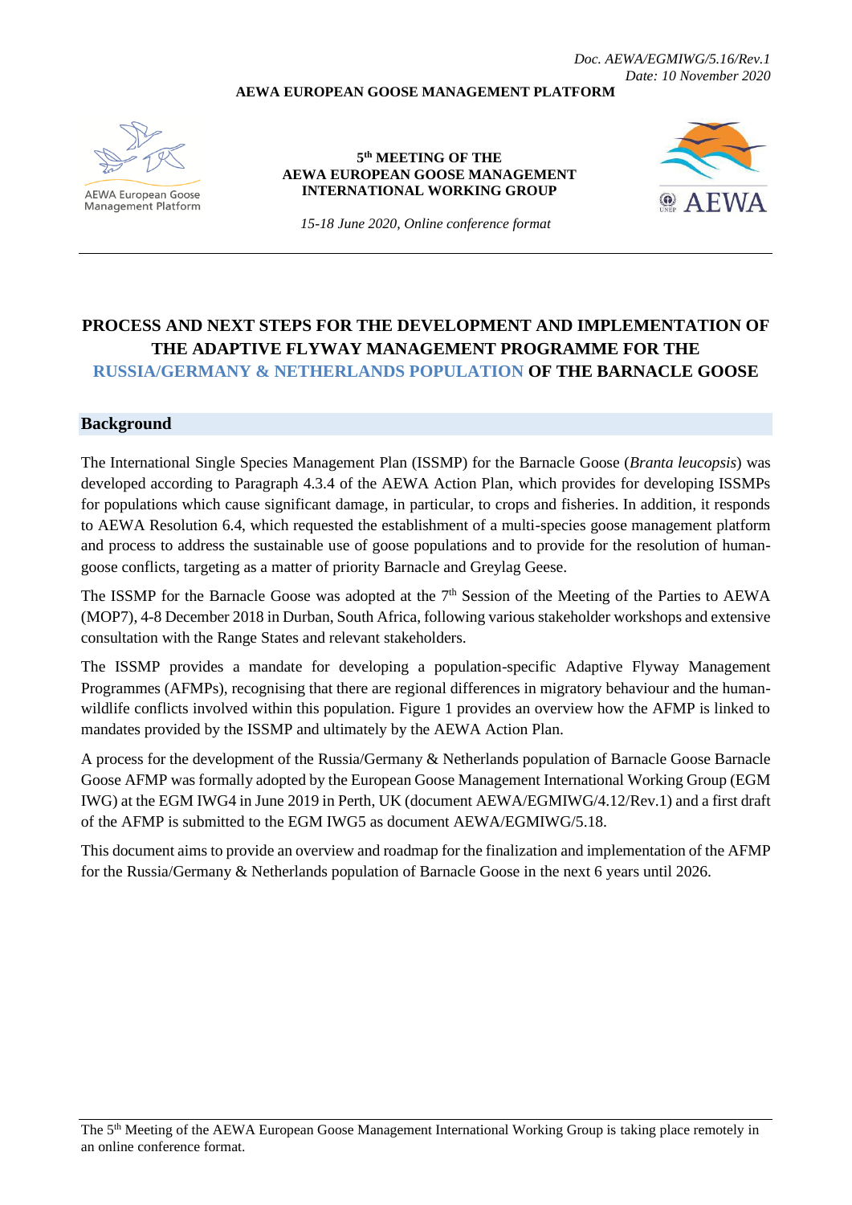Doc. AEWA/EGMIWG/5.16/Rev.1
Date: 10 November 2020

**AEWA EUROPEAN GOOSE MANAGEMENT PLATFORM**

AEWA European Goose Management Platform

**5th MEETING OF THE AEWA EUROPEAN GOOSE MANAGEMENT INTERNATIONAL WORKING GROUP**

*15-18 June 2020, Online conference format*

# PROCESS AND NEXT STEPS FOR THE DEVELOPMENT AND IMPLEMENTATION OF THE ADAPTIVE FLYWAY MANAGEMENT PROGRAMME FOR THE RUSSIA/GERMANY & NETHERLANDS POPULATION OF THE BARNACLE GOOSE

## Background

The International Single Species Management Plan (ISSMP) for the Barnacle Goose (*Branta leucopsis*) was developed according to Paragraph 4.3.4 of the AEWA Action Plan, which provides for developing ISSMPs for populations which cause significant damage, in particular, to crops and fisheries. In addition, it responds to AEWA Resolution 6.4, which requested the establishment of a multi-species goose management platform and process to address the sustainable use of goose populations and to provide for the resolution of human-goose conflicts, targeting as a matter of priority Barnacle and Greylag Geese.

The ISSMP for the Barnacle Goose was adopted at the 7th Session of the Meeting of the Parties to AEWA (MOP7), 4-8 December 2018 in Durban, South Africa, following various stakeholder workshops and extensive consultation with the Range States and relevant stakeholders.

The ISSMP provides a mandate for developing a population-specific Adaptive Flyway Management Programmes (AFMPs), recognising that there are regional differences in migratory behaviour and the human-wildlife conflicts involved within this population. Figure 1 provides an overview how the AFMP is linked to mandates provided by the ISSMP and ultimately by the AEWA Action Plan.

A process for the development of the Russia/Germany & Netherlands population of Barnacle Goose Barnacle Goose AFMP was formally adopted by the European Goose Management International Working Group (EGM IWG) at the EGM IWG4 in June 2019 in Perth, UK (document AEWA/EGMIWG/4.12/Rev.1) and a first draft of the AFMP is submitted to the EGM IWG5 as document AEWA/EGMIWG/5.18.

This document aims to provide an overview and roadmap for the finalization and implementation of the AFMP for the Russia/Germany & Netherlands population of Barnacle Goose in the next 6 years until 2026.

The 5th Meeting of the AEWA European Goose Management International Working Group is taking place remotely in an online conference format.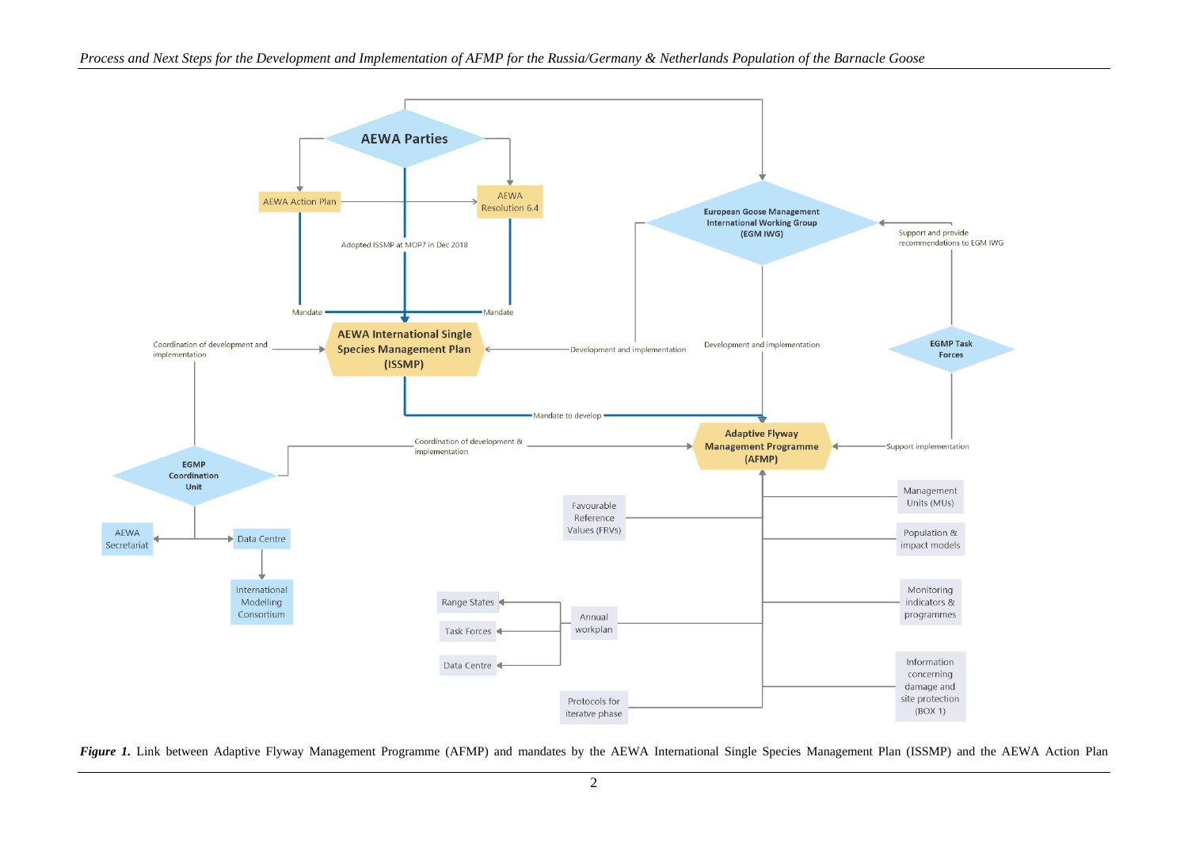AEWA Parties

AEWA Action Plan

AEWA Resolution 6.4

Adopted ISSMP at MOP7 in Dec 2018

Mandate

Mandate

AEWA International Single Species Management Plan (ISSMP)

Coordination of development and implementation

Development and implementation

European Goose Management International Working Group (EGM IWG)

Support and provide recommendations to EGM IWG

Development and implementation

EGMP Task Forces

Mandate to develop

EGMP Coordination Unit

Coordination of development & implementation

Adaptive Flyway Management Programme (AFMP)

Support implementation

AEWA Secretariat

Data Centre

International Modelling Consortium

Management Units (MUs)

Favourable Reference Values (FRVs)

Population & impact models

Monitoring indicators & programmes

Range States

Annual workplan

Task Forces

Data Centre

Information concerning damage and site protection (BOX 1)

Protocols for iteratve phase

***Figure 1.*** Link between Adaptive Flyway Management Programme (AFMP) and mandates by the AEWA International Single Species Management Plan (ISSMP) and the AEWA Action Plan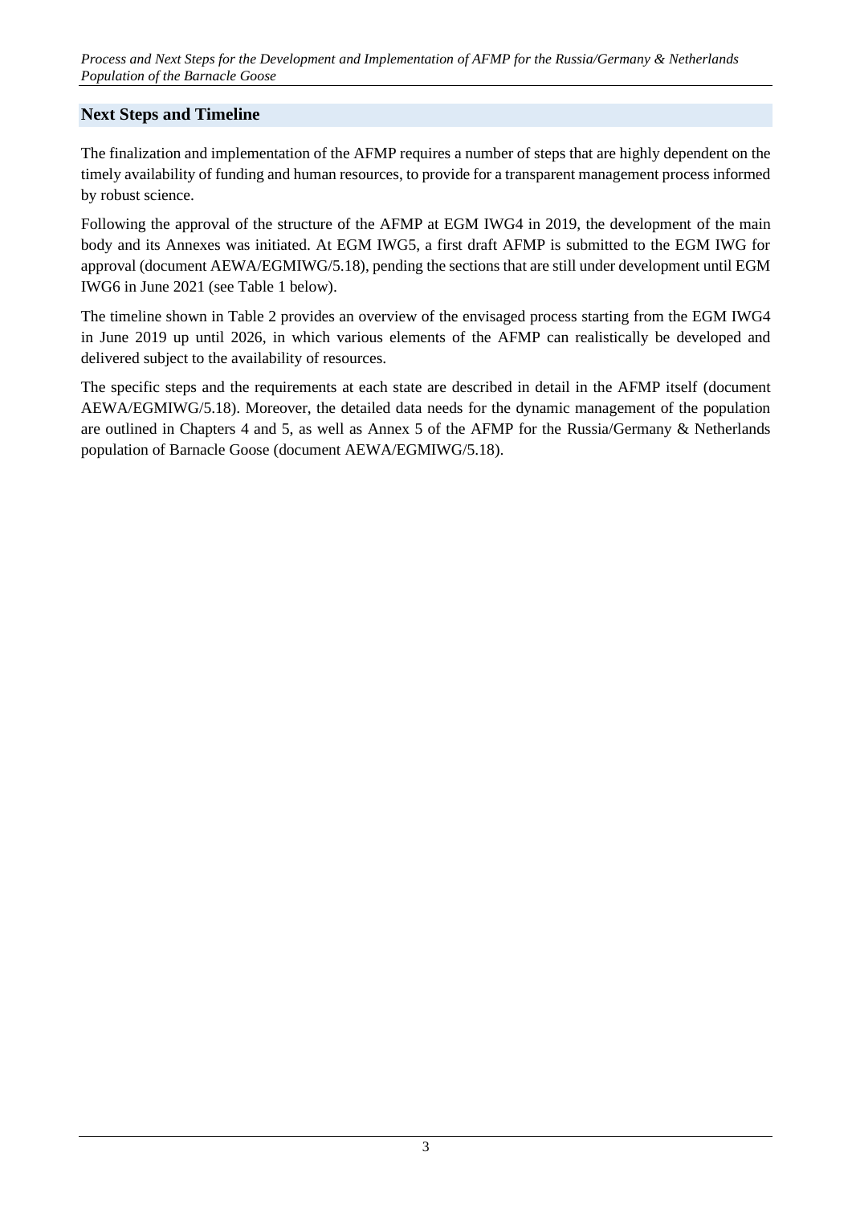## Next Steps and Timeline

The finalization and implementation of the AFMP requires a number of steps that are highly dependent on the timely availability of funding and human resources, to provide for a transparent management process informed by robust science.

Following the approval of the structure of the AFMP at EGM IWG4 in 2019, the development of the main body and its Annexes was initiated. At EGM IWG5, a first draft AFMP is submitted to the EGM IWG for approval (document AEWA/EGMIWG/5.18), pending the sections that are still under development until EGM IWG6 in June 2021 (see Table 1 below).

The timeline shown in Table 2 provides an overview of the envisaged process starting from the EGM IWG4 in June 2019 up until 2026, in which various elements of the AFMP can realistically be developed and delivered subject to the availability of resources.

The specific steps and the requirements at each state are described in detail in the AFMP itself (document AEWA/EGMIWG/5.18). Moreover, the detailed data needs for the dynamic management of the population are outlined in Chapters 4 and 5, as well as Annex 5 of the AFMP for the Russia/Germany & Netherlands population of Barnacle Goose (document AEWA/EGMIWG/5.18).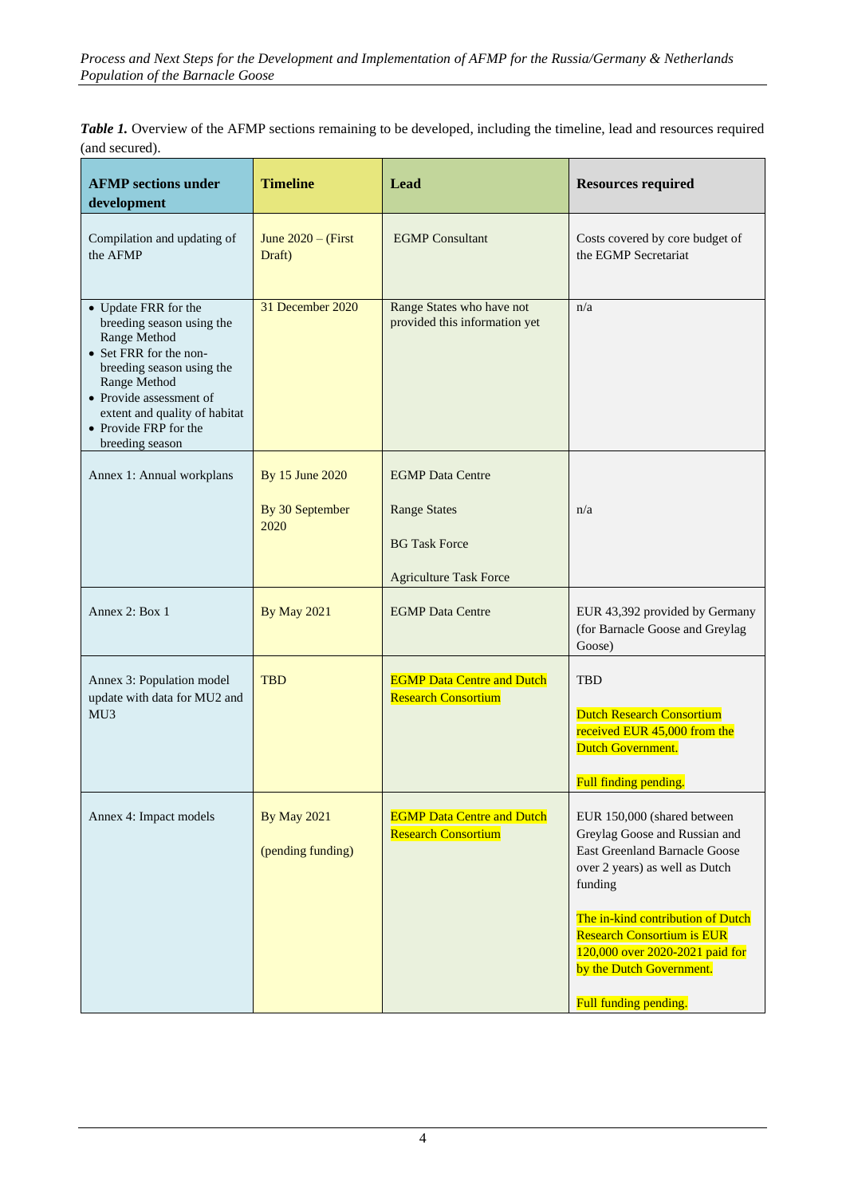***Table 1.*** Overview of the AFMP sections remaining to be developed, including the timeline, lead and resources required (and secured).

| AFMP sections under development | Timeline | Lead | Resources required |
|---|---|---|---|
| Compilation and updating of the AFMP | June 2020 – (First Draft) | EGMP Consultant | Costs covered by core budget of the EGMP Secretariat |
| • Update FRR for the breeding season using the Range Method<br>• Set FRR for the non-breeding season using the Range Method<br>• Provide assessment of extent and quality of habitat<br>• Provide FRP for the breeding season | 31 December 2020 | Range States who have not provided this information yet | n/a |
| Annex 1: Annual workplans | By 15 June 2020<br><br>By 30 September 2020 | EGMP Data Centre<br><br>Range States<br><br>BG Task Force<br><br>Agriculture Task Force | n/a |
| Annex 2: Box 1 | By May 2021 | EGMP Data Centre | EUR 43,392 provided by Germany (for Barnacle Goose and Greylag Goose) |
| Annex 3: Population model update with data for MU2 and MU3 | TBD | EGMP Data Centre and Dutch Research Consortium | TBD<br><br>Dutch Research Consortium received EUR 45,000 from the Dutch Government.<br><br>Full finding pending. |
| Annex 4: Impact models | By May 2021<br><br>(pending funding) | EGMP Data Centre and Dutch Research Consortium | EUR 150,000 (shared between Greylag Goose and Russian and East Greenland Barnacle Goose over 2 years) as well as Dutch funding<br><br>The in-kind contribution of Dutch Research Consortium is EUR 120,000 over 2020-2021 paid for by the Dutch Government.<br><br>Full funding pending. |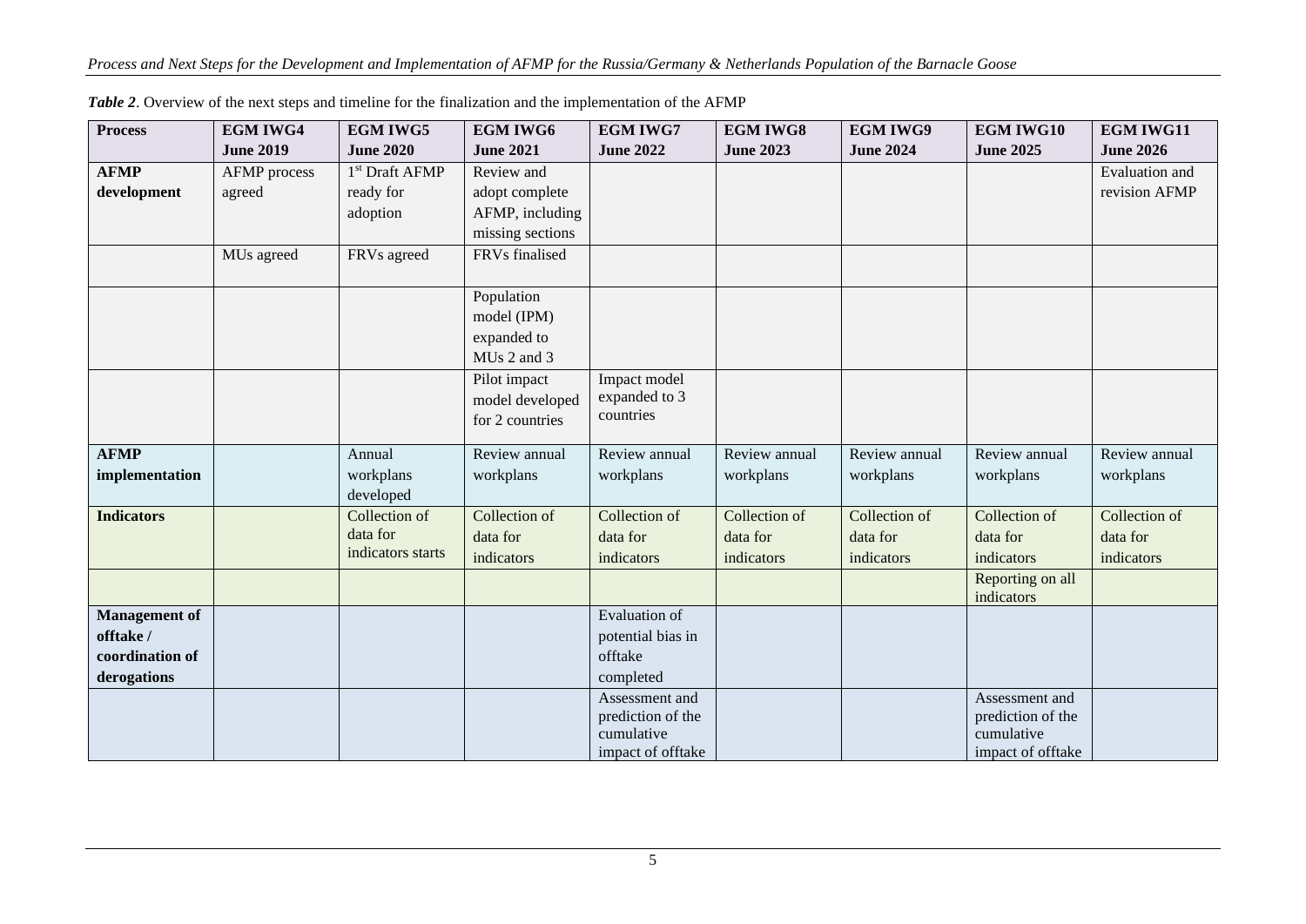***Table 2***. Overview of the next steps and timeline for the finalization and the implementation of the AFMP

| **Process** | **EGM IWG4 June 2019** | **EGM IWG5 June 2020** | **EGM IWG6 June 2021** | **EGM IWG7 June 2022** | **EGM IWG8 June 2023** | **EGM IWG9 June 2024** | **EGM IWG10 June 2025** | **EGM IWG11 June 2026** |
|---|---|---|---|---|---|---|---|---|
| **AFMP development** | AFMP process agreed | 1st Draft AFMP ready for adoption | Review and adopt complete AFMP, including missing sections | | | | | Evaluation and revision AFMP |
| | MUs agreed | FRVs agreed | FRVs finalised | | | | | |
| | | | Population model (IPM) expanded to MUs 2 and 3 | | | | | |
| | | | Pilot impact model developed for 2 countries | Impact model expanded to 3 countries | | | | |
| **AFMP implementation** | | Annual workplans developed | Review annual workplans | Review annual workplans | Review annual workplans | Review annual workplans | Review annual workplans | Review annual workplans |
| **Indicators** | | Collection of data for indicators starts | Collection of data for indicators | Collection of data for indicators | Collection of data for indicators | Collection of data for indicators | Collection of data for indicators | Collection of data for indicators |
| | | | | | | | Reporting on all indicators | |
| **Management of offtake / coordination of derogations** | | | | Evaluation of potential bias in offtake completed | | | | |
| | | | | Assessment and prediction of the cumulative impact of offtake | | | Assessment and prediction of the cumulative impact of offtake | |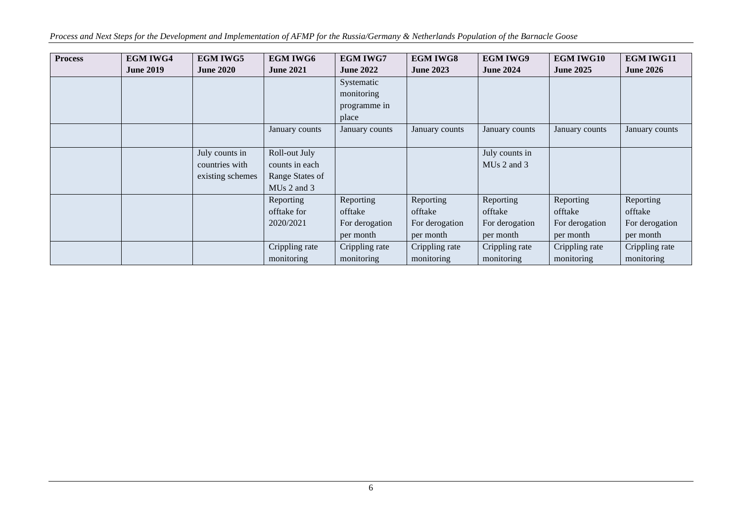| Process | EGM IWG4 June 2019 | EGM IWG5 June 2020 | EGM IWG6 June 2021 | EGM IWG7 June 2022 | EGM IWG8 June 2023 | EGM IWG9 June 2024 | EGM IWG10 June 2025 | EGM IWG11 June 2026 |
|---|---|---|---|---|---|---|---|---|
| | | | | Systematic monitoring programme in place | | | | |
| | | | January counts | January counts | January counts | January counts | January counts | January counts |
| | | July counts in countries with existing schemes | Roll-out July counts in each Range States of MUs 2 and 3 | | | July counts in MUs 2 and 3 | | |
| | | | Reporting offtake for 2020/2021 | Reporting offtake For derogation per month | Reporting offtake For derogation per month | Reporting offtake For derogation per month | Reporting offtake For derogation per month | Reporting offtake For derogation per month |
| | | | Crippling rate monitoring | Crippling rate monitoring | Crippling rate monitoring | Crippling rate monitoring | Crippling rate monitoring | Crippling rate monitoring |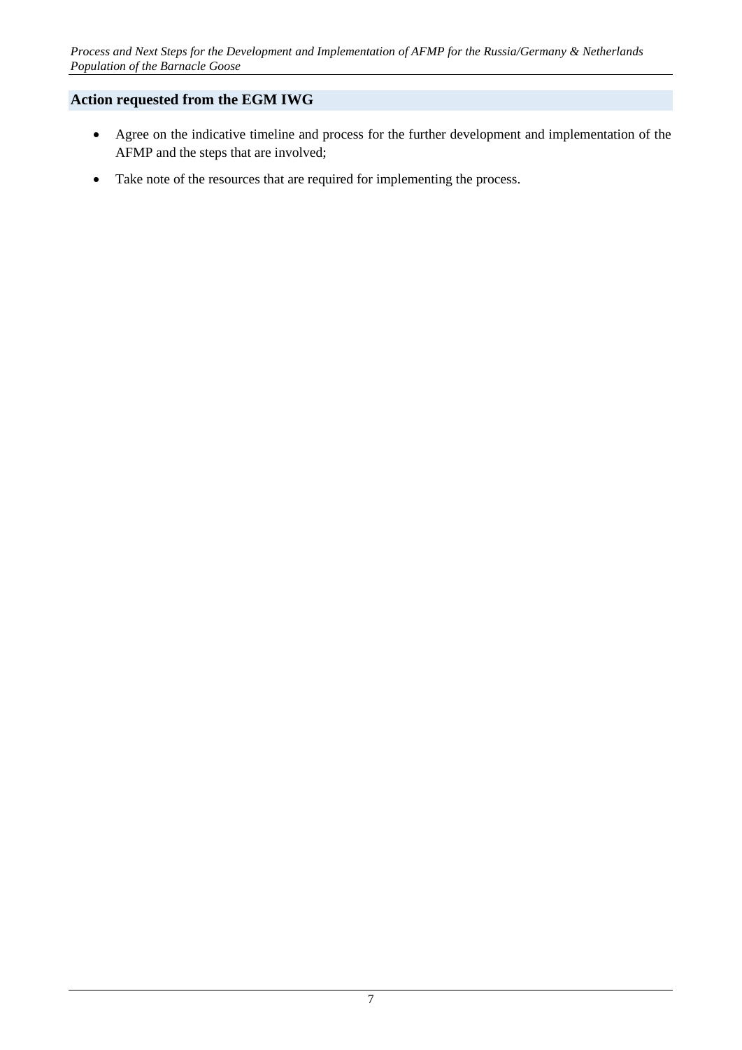## Action requested from the EGM IWG

- Agree on the indicative timeline and process for the further development and implementation of the AFMP and the steps that are involved;
- Take note of the resources that are required for implementing the process.